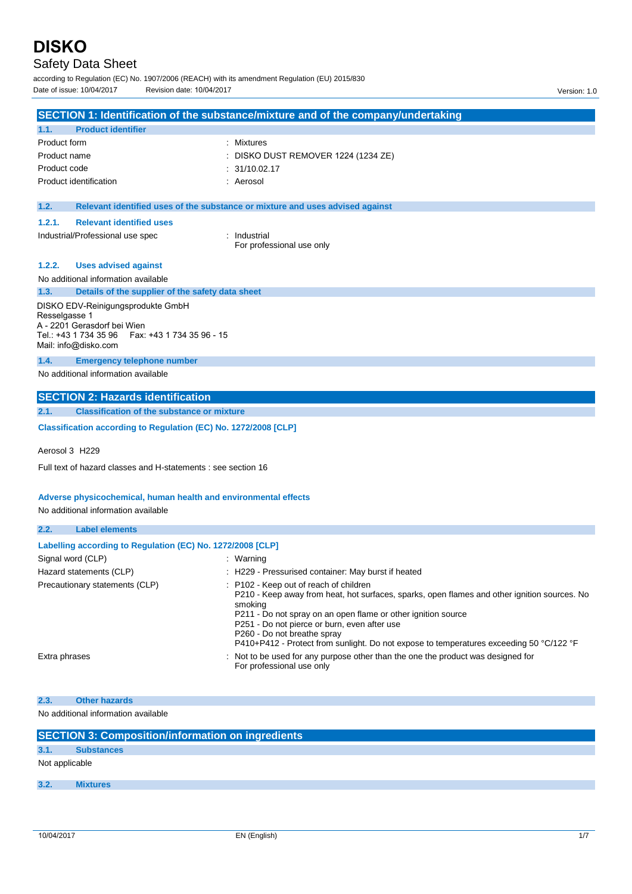# DISKO

## Safety Data Sheet

according to Regulation (EC) No. 1907/2006 (REACH) with its amendment Regulation (EU) 2015/830

Date of issue: 10/04/2017 Revision date: 10/04/2017 Version: 1.0

## SECTION 1: Identification of the substance/mixture and of the company/undertaking

### 1.1. Product identifier

| | |
|---|---|
| Product form | : Mixtures |
| Product name | : DISKO DUST REMOVER 1224 (1234 ZE) |
| Product code | : 31/10.02.17 |
| Product identification | : Aerosol |

### 1.2. Relevant identified uses of the substance or mixture and uses advised against

#### 1.2.1. Relevant identified uses

| | |
|---|---|
| Industrial/Professional use spec | : Industrial<br>For professional use only |

#### 1.2.2. Uses advised against

No additional information available

### 1.3. Details of the supplier of the safety data sheet

DISKO EDV-Reinigungsprodukte GmbH
Resselgasse 1
A - 2201 Gerasdorf bei Wien
Tel.: +43 1 734 35 96 Fax: +43 1 734 35 96 - 15
Mail: info@disko.com

### 1.4. Emergency telephone number

No additional information available

## SECTION 2: Hazards identification

### 2.1. Classification of the substance or mixture

**Classification according to Regulation (EC) No. 1272/2008 [CLP]**

Aerosol 3 H229

Full text of hazard classes and H-statements : see section 16

**Adverse physicochemical, human health and environmental effects**

No additional information available

### 2.2. Label elements

**Labelling according to Regulation (EC) No. 1272/2008 [CLP]**

| | |
|---|---|
| Signal word (CLP) | : Warning |
| Hazard statements (CLP) | : H229 - Pressurised container: May burst if heated |
| Precautionary statements (CLP) | : P102 - Keep out of reach of children<br>P210 - Keep away from heat, hot surfaces, sparks, open flames and other ignition sources. No smoking<br>P211 - Do not spray on an open flame or other ignition source<br>P251 - Do not pierce or burn, even after use<br>P260 - Do not breathe spray<br>P410+P412 - Protect from sunlight. Do not expose to temperatures exceeding 50 °C/122 °F |
| Extra phrases | : Not to be used for any purpose other than the one the product was designed for<br>For professional use only |

### 2.3. Other hazards

No additional information available

## SECTION 3: Composition/information on ingredients

### 3.1. Substances

Not applicable

### 3.2. Mixtures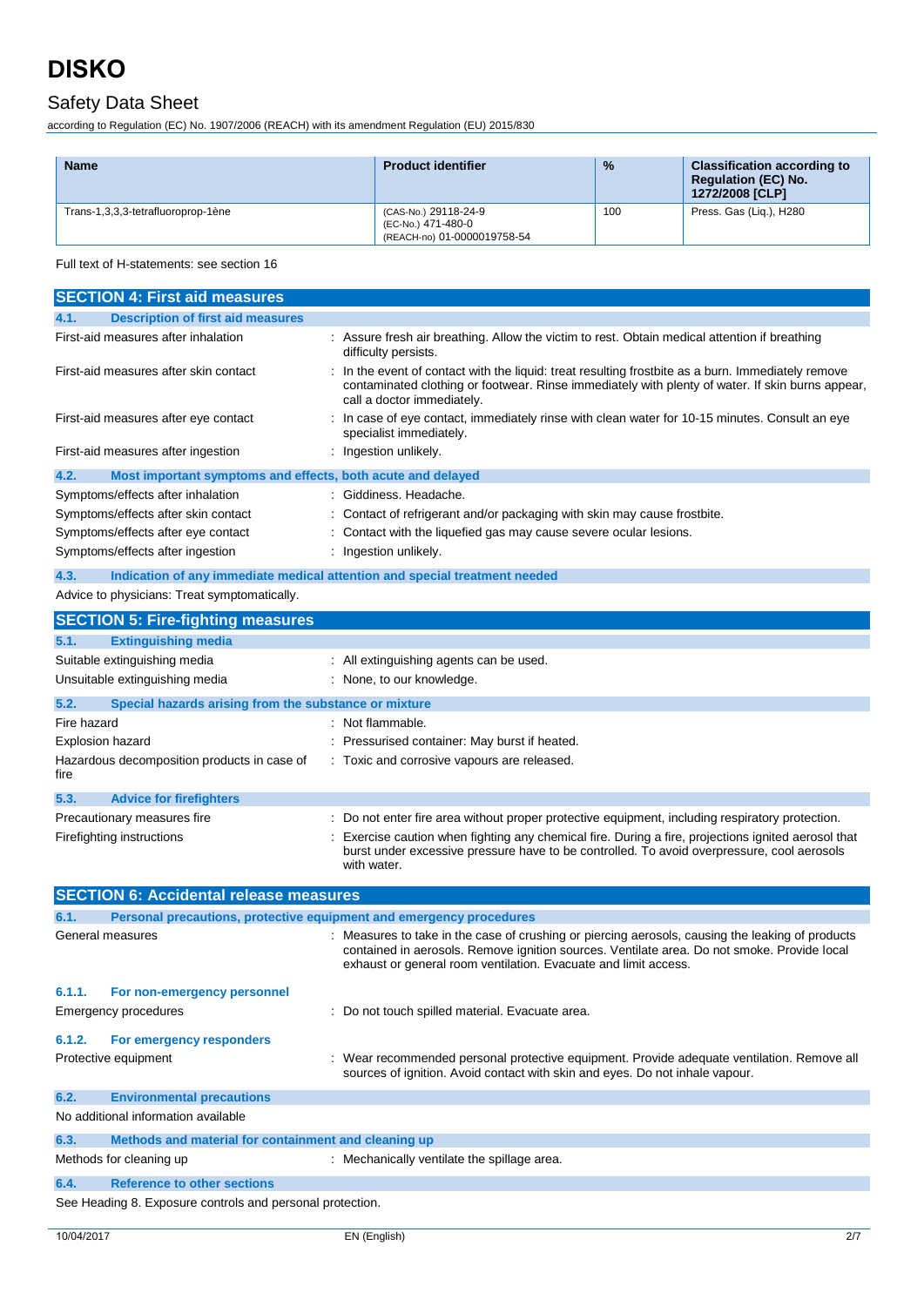| Name | Product identifier | % | Classification according to Regulation (EC) No. 1272/2008 [CLP] |
| --- | --- | --- | --- |
| Trans-1,3,3,3-tetrafluoroprop-1ène | (CAS-No.) 29118-24-9<br>(EC-No.) 471-480-0<br>(REACH-no) 01-0000019758-54 | 100 | Press. Gas (Liq.), H280 |

Full text of H-statements: see section 16

## SECTION 4: First aid measures

### 4.1. Description of first aid measures

First-aid measures after inhalation : Assure fresh air breathing. Allow the victim to rest. Obtain medical attention if breathing difficulty persists.

First-aid measures after skin contact : In the event of contact with the liquid: treat resulting frostbite as a burn. Immediately remove contaminated clothing or footwear. Rinse immediately with plenty of water. If skin burns appear, call a doctor immediately.

First-aid measures after eye contact : In case of eye contact, immediately rinse with clean water for 10-15 minutes. Consult an eye specialist immediately.

First-aid measures after ingestion : Ingestion unlikely.

### 4.2. Most important symptoms and effects, both acute and delayed

Symptoms/effects after inhalation : Giddiness. Headache.

Symptoms/effects after skin contact : Contact of refrigerant and/or packaging with skin may cause frostbite.

Symptoms/effects after eye contact : Contact with the liquefied gas may cause severe ocular lesions.

Symptoms/effects after ingestion : Ingestion unlikely.

### 4.3. Indication of any immediate medical attention and special treatment needed

Advice to physicians: Treat symptomatically.

## SECTION 5: Fire-fighting measures

### 5.1. Extinguishing media

Suitable extinguishing media : All extinguishing agents can be used.

Unsuitable extinguishing media : None, to our knowledge.

### 5.2. Special hazards arising from the substance or mixture

Fire hazard : Not flammable.

Explosion hazard : Pressurised container: May burst if heated.

Hazardous decomposition products in case of fire : Toxic and corrosive vapours are released.

### 5.3. Advice for firefighters

Precautionary measures fire : Do not enter fire area without proper protective equipment, including respiratory protection.

Firefighting instructions : Exercise caution when fighting any chemical fire. During a fire, projections ignited aerosol that burst under excessive pressure have to be controlled. To avoid overpressure, cool aerosols with water.

## SECTION 6: Accidental release measures

### 6.1. Personal precautions, protective equipment and emergency procedures

General measures : Measures to take in the case of crushing or piercing aerosols, causing the leaking of products contained in aerosols. Remove ignition sources. Ventilate area. Do not smoke. Provide local exhaust or general room ventilation. Evacuate and limit access.

#### 6.1.1. For non-emergency personnel

Emergency procedures : Do not touch spilled material. Evacuate area.

#### 6.1.2. For emergency responders

Protective equipment : Wear recommended personal protective equipment. Provide adequate ventilation. Remove all sources of ignition. Avoid contact with skin and eyes. Do not inhale vapour.

### 6.2. Environmental precautions

No additional information available

### 6.3. Methods and material for containment and cleaning up

Methods for cleaning up : Mechanically ventilate the spillage area.

### 6.4. Reference to other sections

See Heading 8. Exposure controls and personal protection.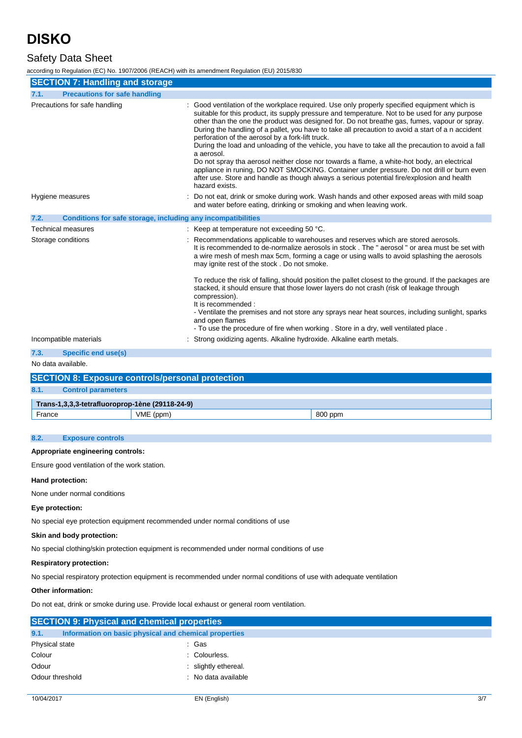## SECTION 7: Handling and storage

### 7.1. Precautions for safe handling

| | |
|---|---|
| Precautions for safe handling | : Good ventilation of the workplace required. Use only properly specified equipment which is suitable for this product, its supply pressure and temperature. Not to be used for any purpose other than the one the product was designed for. Do not breathe gas, fumes, vapour or spray. During the handling of a pallet, you have to take all precaution to avoid a start of a n accident perforation of the aerosol by a fork-lift truck. During the load and unloading of the vehicle, you have to take all the precaution to avoid a fall a aerosol. Do not spray tha aerosol neither close nor towards a flame, a white-hot body, an electrical appliance in runing, DO NOT SMOCKING. Container under pressure. Do not drill or burn even after use. Store and handle as though always a serious potential fire/explosion and health hazard exists. |
| Hygiene measures | : Do not eat, drink or smoke during work. Wash hands and other exposed areas with mild soap and water before eating, drinking or smoking and when leaving work. |

### 7.2. Conditions for safe storage, including any incompatibilities

| | |
|---|---|
| Technical measures | : Keep at temperature not exceeding 50 °C. |
| Storage conditions | : Recommendations applicable to warehouses and reserves which are stored aerosols. It is recommended to de-normalize aerosols in stock . The " aerosol " or area must be set with a wire mesh of mesh max 5cm, forming a cage or using walls to avoid splashing the aerosols may ignite rest of the stock . Do not smoke.<br><br>To reduce the risk of falling, should position the pallet closest to the ground. If the packages are stacked, it should ensure that those lower layers do not crash (risk of leakage through compression).<br>It is recommended :<br>- Ventilate the premises and not store any sprays near heat sources, including sunlight, sparks and open flames<br>- To use the procedure of fire when working . Store in a dry, well ventilated place . |
| Incompatible materials | : Strong oxidizing agents. Alkaline hydroxide. Alkaline earth metals. |

### 7.3. Specific end use(s)

No data available.

## SECTION 8: Exposure controls/personal protection

### 8.1. Control parameters

| Trans-1,3,3,3-tetrafluoroprop-1ène (29118-24-9) | | |
|---|---|---|
| France | VME (ppm) | 800 ppm |

### 8.2. Exposure controls

**Appropriate engineering controls:**

Ensure good ventilation of the work station.

**Hand protection:**

None under normal conditions

**Eye protection:**

No special eye protection equipment recommended under normal conditions of use

**Skin and body protection:**

No special clothing/skin protection equipment is recommended under normal conditions of use

**Respiratory protection:**

No special respiratory protection equipment is recommended under normal conditions of use with adequate ventilation

**Other information:**

Do not eat, drink or smoke during use. Provide local exhaust or general room ventilation.

## SECTION 9: Physical and chemical properties

### 9.1. Information on basic physical and chemical properties

| | |
|---|---|
| Physical state | : Gas |
| Colour | : Colourless. |
| Odour | : slightly ethereal. |
| Odour threshold | : No data available |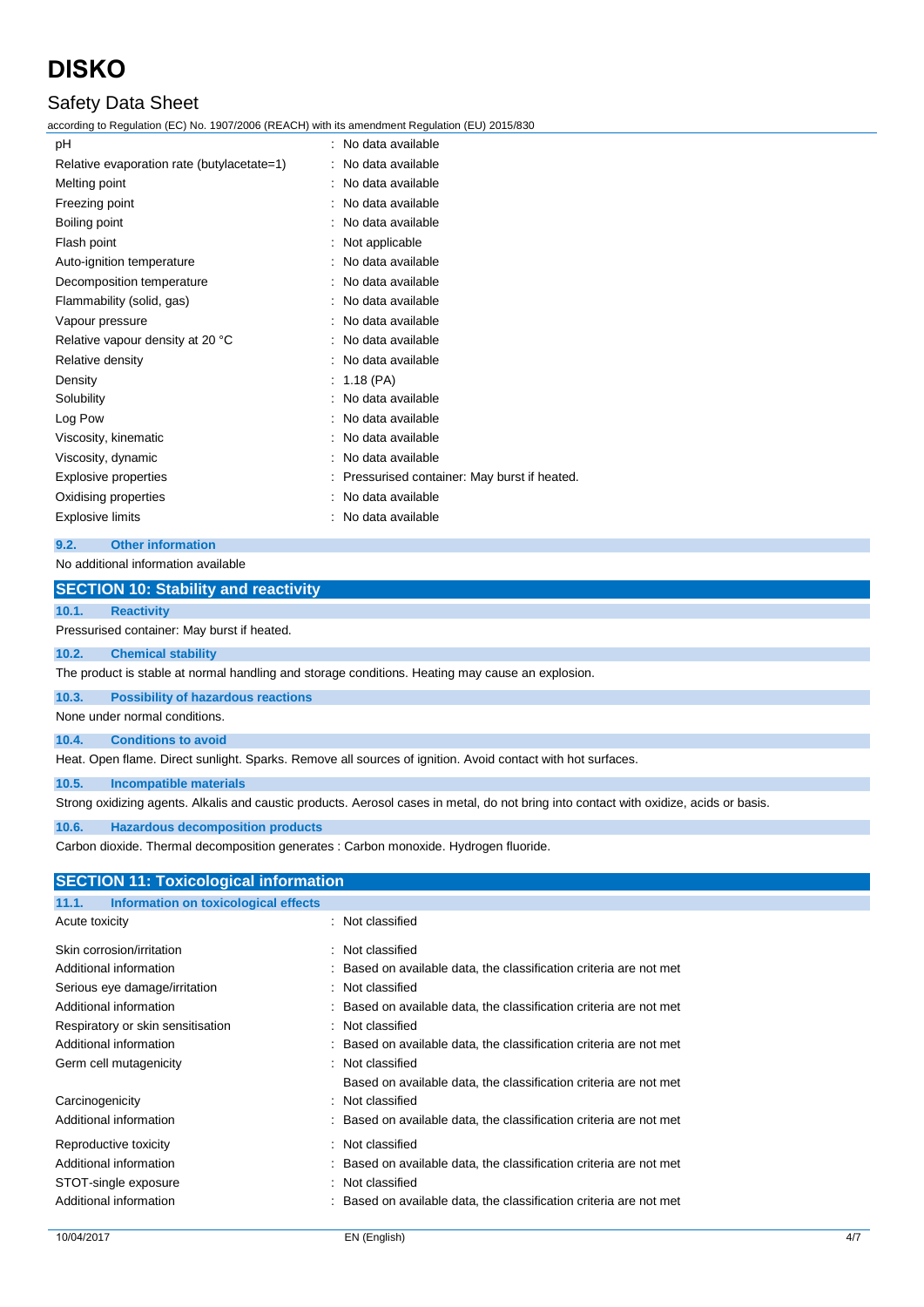| | |
|---|---|
| pH | : No data available |
| Relative evaporation rate (butylacetate=1) | : No data available |
| Melting point | : No data available |
| Freezing point | : No data available |
| Boiling point | : No data available |
| Flash point | : Not applicable |
| Auto-ignition temperature | : No data available |
| Decomposition temperature | : No data available |
| Flammability (solid, gas) | : No data available |
| Vapour pressure | : No data available |
| Relative vapour density at 20 °C | : No data available |
| Relative density | : No data available |
| Density | : 1.18 (PA) |
| Solubility | : No data available |
| Log Pow | : No data available |
| Viscosity, kinematic | : No data available |
| Viscosity, dynamic | : No data available |
| Explosive properties | : Pressurised container: May burst if heated. |
| Oxidising properties | : No data available |
| Explosive limits | : No data available |

### 9.2. Other information

No additional information available

## SECTION 10: Stability and reactivity

### 10.1. Reactivity

Pressurised container: May burst if heated.

### 10.2. Chemical stability

The product is stable at normal handling and storage conditions. Heating may cause an explosion.

### 10.3. Possibility of hazardous reactions

None under normal conditions.

### 10.4. Conditions to avoid

Heat. Open flame. Direct sunlight. Sparks. Remove all sources of ignition. Avoid contact with hot surfaces.

### 10.5. Incompatible materials

Strong oxidizing agents. Alkalis and caustic products. Aerosol cases in metal, do not bring into contact with oxidize, acids or basis.

### 10.6. Hazardous decomposition products

Carbon dioxide. Thermal decomposition generates : Carbon monoxide. Hydrogen fluoride.

## SECTION 11: Toxicological information

### 11.1. Information on toxicological effects

| | |
|---|---|
| Acute toxicity | : Not classified |
| Skin corrosion/irritation | : Not classified |
| Additional information | : Based on available data, the classification criteria are not met |
| Serious eye damage/irritation | : Not classified |
| Additional information | : Based on available data, the classification criteria are not met |
| Respiratory or skin sensitisation | : Not classified |
| Additional information | : Based on available data, the classification criteria are not met |
| Germ cell mutagenicity | : Not classified<br>Based on available data, the classification criteria are not met |
| Carcinogenicity | : Not classified |
| Additional information | : Based on available data, the classification criteria are not met |
| Reproductive toxicity | : Not classified |
| Additional information | : Based on available data, the classification criteria are not met |
| STOT-single exposure | : Not classified |
| Additional information | : Based on available data, the classification criteria are not met |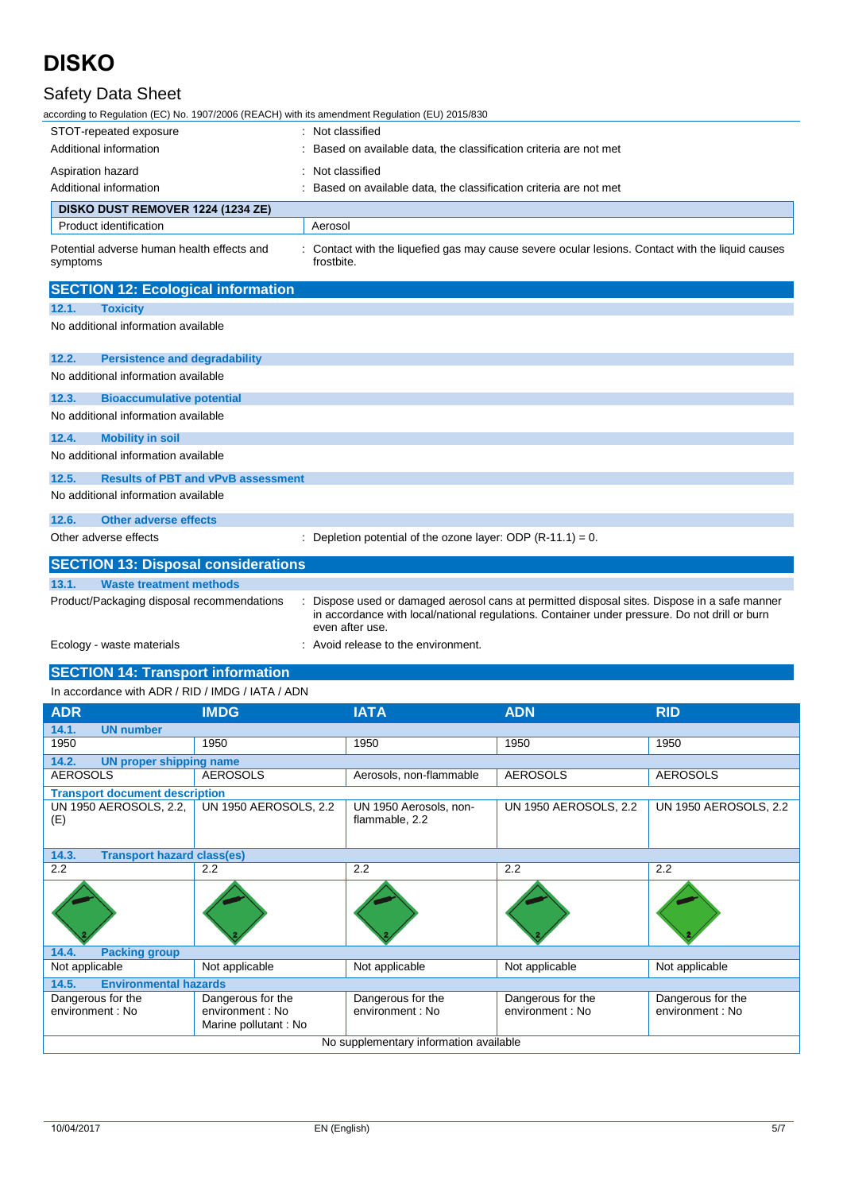| | |
|---|---|
| STOT-repeated exposure | : Not classified |
| Additional information | : Based on available data, the classification criteria are not met |
| Aspiration hazard | : Not classified |
| Additional information | : Based on available data, the classification criteria are not met |

| DISKO DUST REMOVER 1224 (1234 ZE) | |
|---|---|
| Product identification | Aerosol |

Potential adverse human health effects and symptoms : Contact with the liquefied gas may cause severe ocular lesions. Contact with the liquid causes frostbite.

## SECTION 12: Ecological information

### 12.1. Toxicity

No additional information available

### 12.2. Persistence and degradability

No additional information available

### 12.3. Bioaccumulative potential

No additional information available

### 12.4. Mobility in soil

No additional information available

### 12.5. Results of PBT and vPvB assessment

No additional information available

### 12.6. Other adverse effects

Other adverse effects : Depletion potential of the ozone layer: ODP (R-11.1) = 0.

## SECTION 13: Disposal considerations

### 13.1. Waste treatment methods

Product/Packaging disposal recommendations : Dispose used or damaged aerosol cans at permitted disposal sites. Dispose in a safe manner in accordance with local/national regulations. Container under pressure. Do not drill or burn even after use.

Ecology - waste materials : Avoid release to the environment.

## SECTION 14: Transport information

In accordance with ADR / RID / IMDG / IATA / ADN

| ADR | IMDG | IATA | ADN | RID |
|---|---|---|---|---|
| **14.1. UN number** | | | | |
| 1950 | 1950 | 1950 | 1950 | 1950 |
| **14.2. UN proper shipping name** | | | | |
| AEROSOLS | AEROSOLS | Aerosols, non-flammable | AEROSOLS | AEROSOLS |
| **Transport document description** | | | | |
| UN 1950 AEROSOLS, 2.2, (E) | UN 1950 AEROSOLS, 2.2 | UN 1950 Aerosols, non-flammable, 2.2 | UN 1950 AEROSOLS, 2.2 | UN 1950 AEROSOLS, 2.2 |
| **14.3. Transport hazard class(es)** | | | | |
| 2.2 | 2.2 | 2.2 | 2.2 | 2.2 |
| **14.4. Packing group** | | | | |
| Not applicable | Not applicable | Not applicable | Not applicable | Not applicable |
| **14.5. Environmental hazards** | | | | |
| Dangerous for the environment : No | Dangerous for the environment : No<br>Marine pollutant : No | Dangerous for the environment : No | Dangerous for the environment : No | Dangerous for the environment : No |
| No supplementary information available | | | | |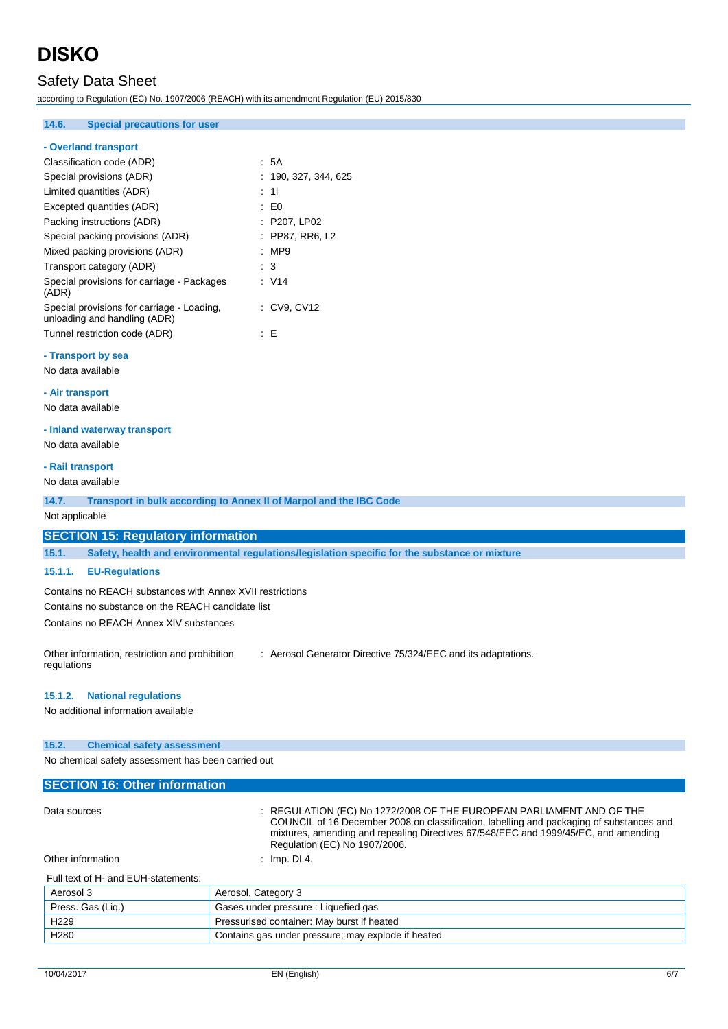### 14.6. Special precautions for user

**- Overland transport**

| | |
|---|---|
| Classification code (ADR) | : 5A |
| Special provisions (ADR) | : 190, 327, 344, 625 |
| Limited quantities (ADR) | : 1l |
| Excepted quantities (ADR) | : E0 |
| Packing instructions (ADR) | : P207, LP02 |
| Special packing provisions (ADR) | : PP87, RR6, L2 |
| Mixed packing provisions (ADR) | : MP9 |
| Transport category (ADR) | : 3 |
| Special provisions for carriage - Packages (ADR) | : V14 |
| Special provisions for carriage - Loading, unloading and handling (ADR) | : CV9, CV12 |
| Tunnel restriction code (ADR) | : E |

**- Transport by sea**

No data available

**- Air transport**

No data available

**- Inland waterway transport**

No data available

**- Rail transport**

No data available

### 14.7. Transport in bulk according to Annex II of Marpol and the IBC Code

Not applicable

## SECTION 15: Regulatory information

### 15.1. Safety, health and environmental regulations/legislation specific for the substance or mixture

#### 15.1.1. EU-Regulations

Contains no REACH substances with Annex XVII restrictions

Contains no substance on the REACH candidate list

Contains no REACH Annex XIV substances

Other information, restriction and prohibition regulations : Aerosol Generator Directive 75/324/EEC and its adaptations.

#### 15.1.2. National regulations

No additional information available

### 15.2. Chemical safety assessment

No chemical safety assessment has been carried out

## SECTION 16: Other information

Data sources : REGULATION (EC) No 1272/2008 OF THE EUROPEAN PARLIAMENT AND OF THE COUNCIL of 16 December 2008 on classification, labelling and packaging of substances and mixtures, amending and repealing Directives 67/548/EEC and 1999/45/EC, and amending Regulation (EC) No 1907/2006.

Other information : Imp. DL4.

Full text of H- and EUH-statements:

| | |
|---|---|
| Aerosol 3 | Aerosol, Category 3 |
| Press. Gas (Liq.) | Gases under pressure : Liquefied gas |
| H229 | Pressurised container: May burst if heated |
| H280 | Contains gas under pressure; may explode if heated |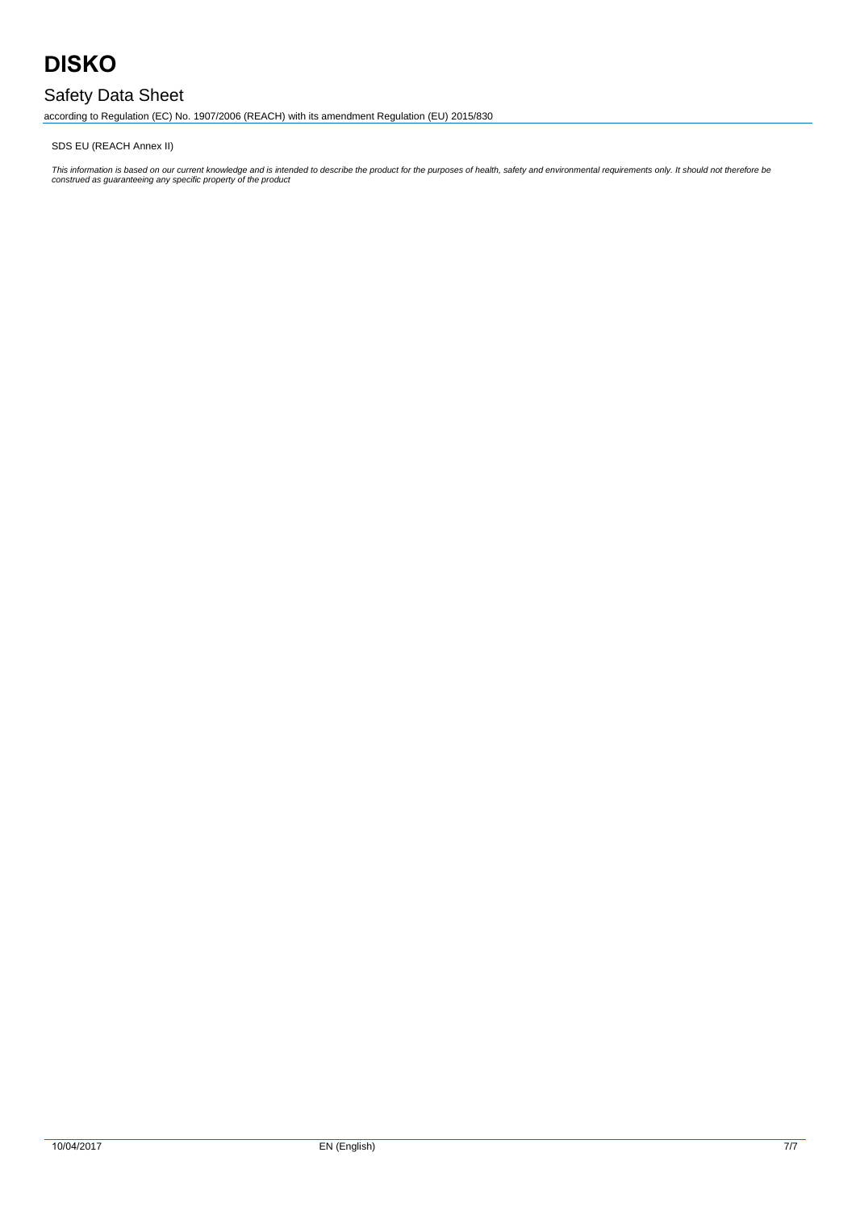SDS EU (REACH Annex II)

*This information is based on our current knowledge and is intended to describe the product for the purposes of health, safety and environmental requirements only. It should not therefore be construed as guaranteeing any specific property of the product*